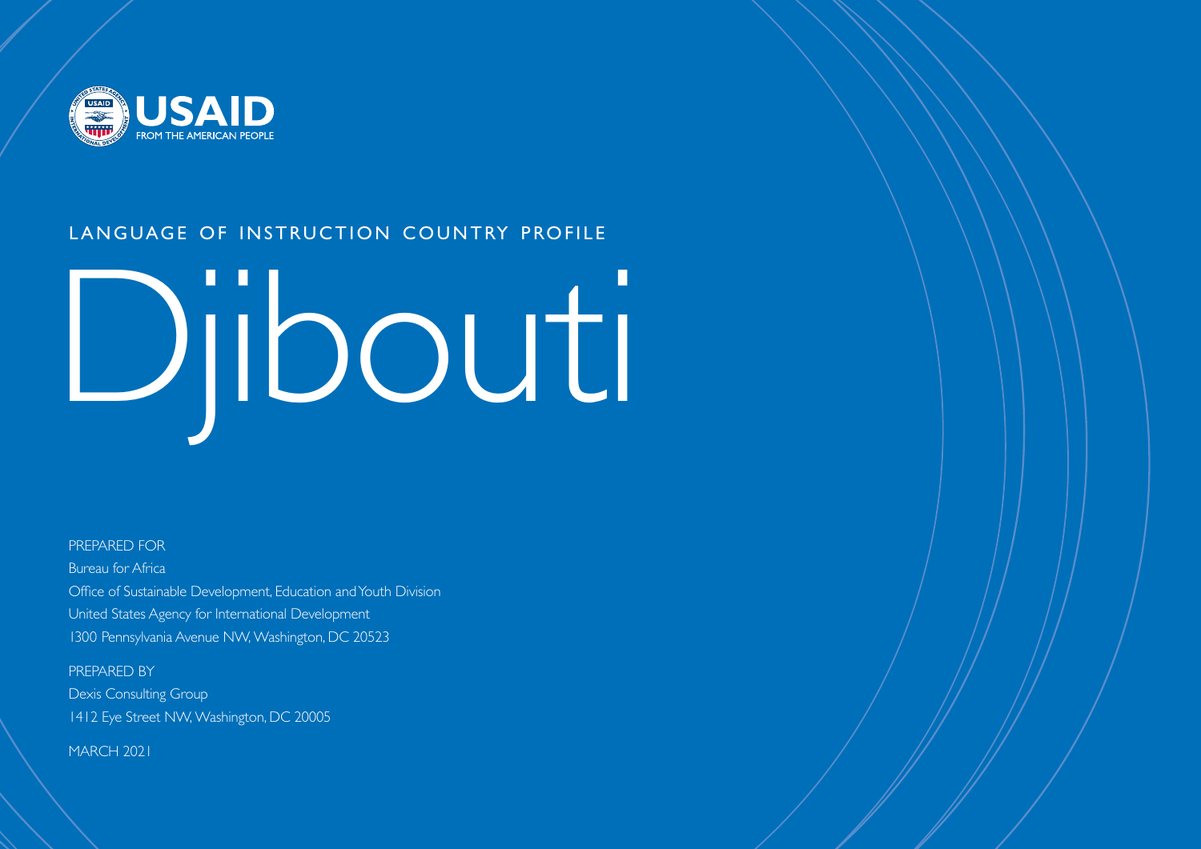USAID
FROM THE AMERICAN PEOPLE

LANGUAGE OF INSTRUCTION COUNTRY PROFILE

# Djibouti

PREPARED FOR
Bureau for Africa
Office of Sustainable Development, Education and Youth Division
United States Agency for International Development
1300 Pennsylvania Avenue NW, Washington, DC 20523

PREPARED BY
Dexis Consulting Group
1412 Eye Street NW, Washington, DC 20005

MARCH 2021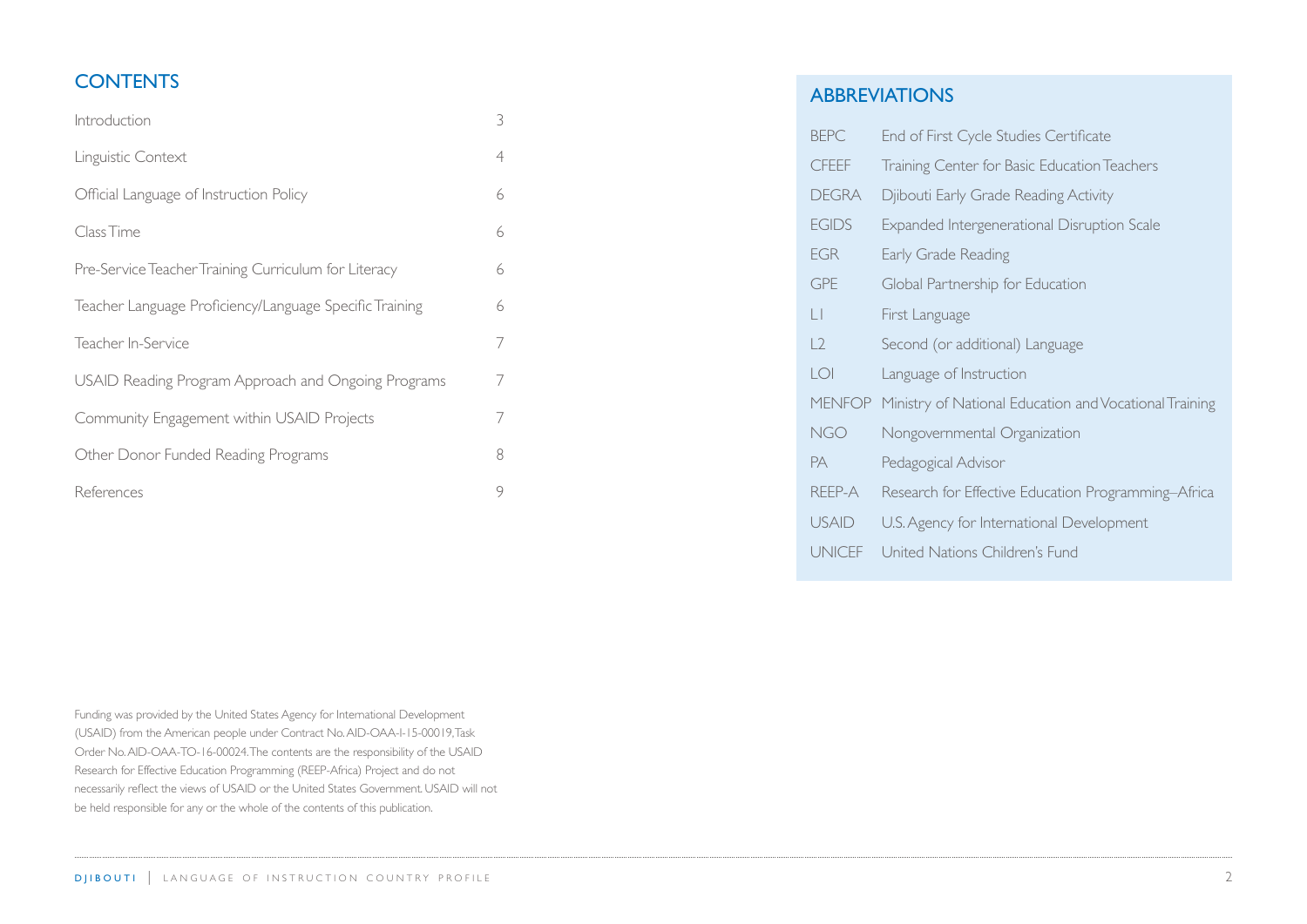## CONTENTS

| | |
|---|---|
| Introduction | 3 |
| Linguistic Context | 4 |
| Official Language of Instruction Policy | 6 |
| Class Time | 6 |
| Pre-Service Teacher Training Curriculum for Literacy | 6 |
| Teacher Language Proficiency/Language Specific Training | 6 |
| Teacher In-Service | 7 |
| USAID Reading Program Approach and Ongoing Programs | 7 |
| Community Engagement within USAID Projects | 7 |
| Other Donor Funded Reading Programs | 8 |
| References | 9 |

Funding was provided by the United States Agency for International Development (USAID) from the American people under Contract No. AID-OAA-I-15-00019, Task Order No. AID-OAA-TO-16-00024. The contents are the responsibility of the USAID Research for Effective Education Programming (REEP-Africa) Project and do not necessarily reflect the views of USAID or the United States Government. USAID will not be held responsible for any or the whole of the contents of this publication.

## ABBREVIATIONS

| | |
|---|---|
| BEPC | End of First Cycle Studies Certificate |
| CFEEF | Training Center for Basic Education Teachers |
| DEGRA | Djibouti Early Grade Reading Activity |
| EGIDS | Expanded Intergenerational Disruption Scale |
| EGR | Early Grade Reading |
| GPE | Global Partnership for Education |
| L1 | First Language |
| L2 | Second (or additional) Language |
| LOI | Language of Instruction |
| MENFOP | Ministry of National Education and Vocational Training |
| NGO | Nongovernmental Organization |
| PA | Pedagogical Advisor |
| REEP-A | Research for Effective Education Programming–Africa |
| USAID | U.S. Agency for International Development |
| UNICEF | United Nations Children's Fund |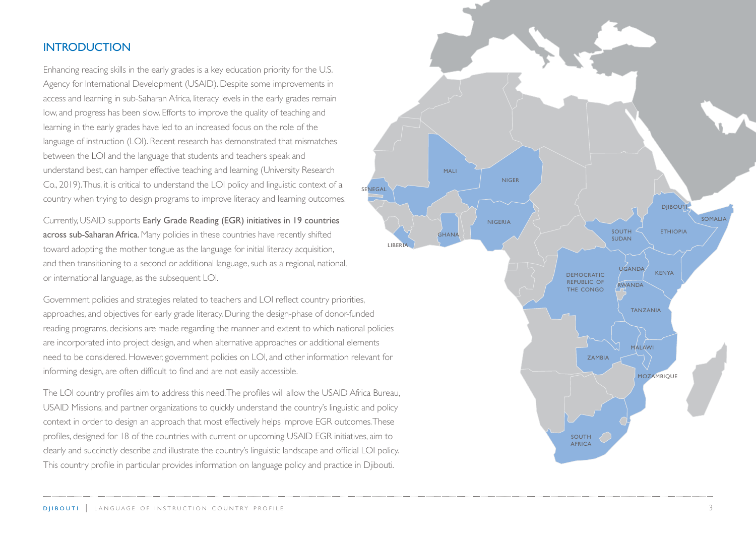## INTRODUCTION

Enhancing reading skills in the early grades is a key education priority for the U.S. Agency for International Development (USAID). Despite some improvements in access and learning in sub-Saharan Africa, literacy levels in the early grades remain low, and progress has been slow. Efforts to improve the quality of teaching and learning in the early grades have led to an increased focus on the role of the language of instruction (LOI). Recent research has demonstrated that mismatches between the LOI and the language that students and teachers speak and understand best, can hamper effective teaching and learning (University Research Co., 2019). Thus, it is critical to understand the LOI policy and linguistic context of a country when trying to design programs to improve literacy and learning outcomes.

Currently, USAID supports Early Grade Reading (EGR) initiatives in 19 countries across sub-Saharan Africa. Many policies in these countries have recently shifted toward adopting the mother tongue as the language for initial literacy acquisition, and then transitioning to a second or additional language, such as a regional, national, or international language, as the subsequent LOI.

Government policies and strategies related to teachers and LOI reflect country priorities, approaches, and objectives for early grade literacy. During the design-phase of donor-funded reading programs, decisions are made regarding the manner and extent to which national policies are incorporated into project design, and when alternative approaches or additional elements need to be considered. However, government policies on LOI, and other information relevant for informing design, are often difficult to find and are not easily accessible.

The LOI country profiles aim to address this need. The profiles will allow the USAID Africa Bureau, USAID Missions, and partner organizations to quickly understand the country's linguistic and policy context in order to design an approach that most effectively helps improve EGR outcomes. These profiles, designed for 18 of the countries with current or upcoming USAID EGR initiatives, aim to clearly and succinctly describe and illustrate the country's linguistic landscape and official LOI policy. This country profile in particular provides information on language policy and practice in Djibouti.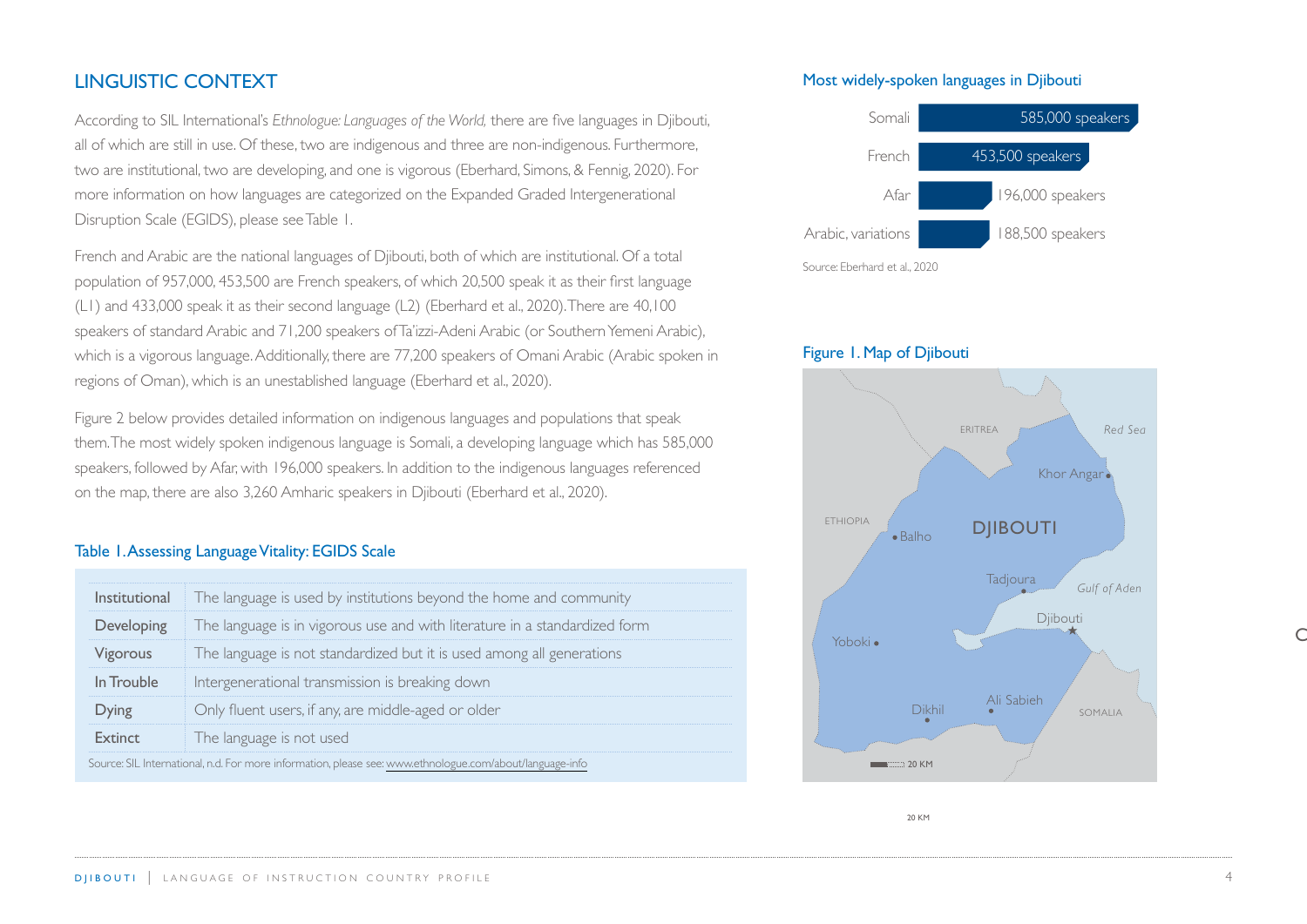## LINGUISTIC CONTEXT

According to SIL International's *Ethnologue: Languages of the World,* there are five languages in Djibouti, all of which are still in use. Of these, two are indigenous and three are non-indigenous. Furthermore, two are institutional, two are developing, and one is vigorous (Eberhard, Simons, & Fennig, 2020). For more information on how languages are categorized on the Expanded Graded Intergenerational Disruption Scale (EGIDS), please see Table 1.

French and Arabic are the national languages of Djibouti, both of which are institutional. Of a total population of 957,000, 453,500 are French speakers, of which 20,500 speak it as their first language (L1) and 433,000 speak it as their second language (L2) (Eberhard et al., 2020). There are 40,100 speakers of standard Arabic and 71,200 speakers of Ta'izzi-Adeni Arabic (or Southern Yemeni Arabic), which is a vigorous language. Additionally, there are 77,200 speakers of Omani Arabic (Arabic spoken in regions of Oman), which is an unestablished language (Eberhard et al., 2020).

Figure 2 below provides detailed information on indigenous languages and populations that speak them. The most widely spoken indigenous language is Somali, a developing language which has 585,000 speakers, followed by Afar, with 196,000 speakers. In addition to the indigenous languages referenced on the map, there are also 3,260 Amharic speakers in Djibouti (Eberhard et al., 2020).

### Table 1. Assessing Language Vitality: EGIDS Scale

| | |
|---|---|
| Institutional | The language is used by institutions beyond the home and community |
| Developing | The language is in vigorous use and with literature in a standardized form |
| Vigorous | The language is not standardized but it is used among all generations |
| In Trouble | Intergenerational transmission is breaking down |
| Dying | Only fluent users, if any, are middle-aged or older |
| Extinct | The language is not used |

Source: SIL International, n.d. For more information, please see: www.ethnologue.com/about/language-info

### Most widely-spoken languages in Djibouti

| Language | Speakers |
|---|---|
| Somali | 585,000 speakers |
| French | 453,500 speakers |
| Afar | 196,000 speakers |
| Arabic, variations | 188,500 speakers |

Source: Eberhard et al., 2020

### Figure 1. Map of Djibouti

ERITREA, Red Sea, Khor Angar, ETHIOPIA, Balho, DJIBOUTI, Tadjoura, Gulf of Aden, Djibouti, Yoboki, Dikhil, Ali Sabieh, SOMALIA, 20 KM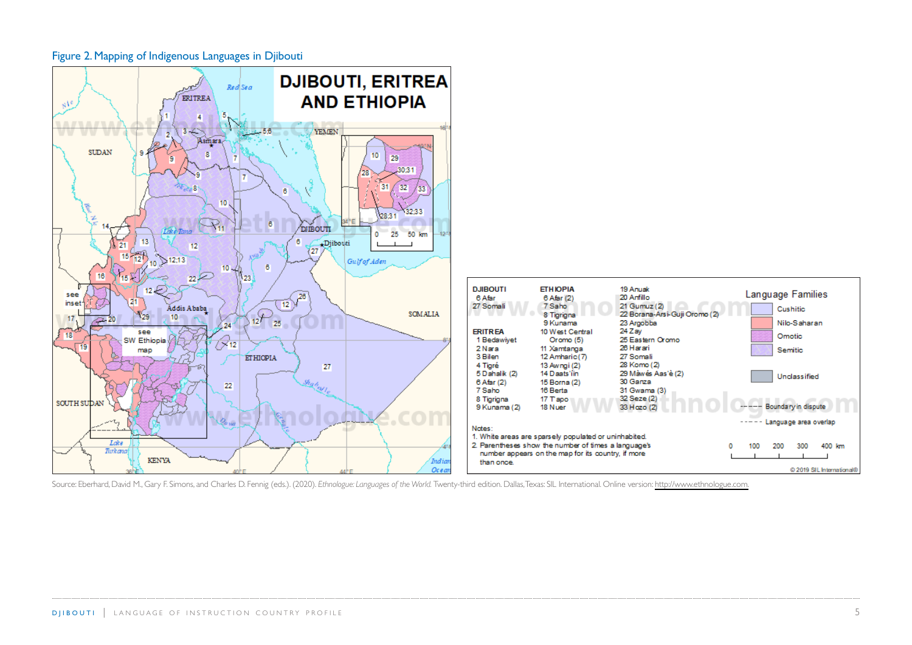Figure 2. Mapping of Indigenous Languages in Djibouti

DJIBOUTI, ERITREA AND ETHIOPIA

| DJIBOUTI | ETHIOPIA | |
|---|---|---|
| 6 Afar | 6 Afar (2) | 19 Anuak |
| 27 Somali | 7 Saho | 20 Anfillo |
| | 8 Tigrigna | 21 Gumuz (2) |
| | 9 Kunama | 22 Borana-Arsi-Guji Oromo (2) |
| ERITREA | 10 West Central Oromo (5) | 23 Argobba |
| 1 Bedawiyet | 11 Xamtanga | 24 Zay |
| 2 Nara | 12 Amharic (7) | 25 Eastern Oromo |
| 3 Bilen | 13 Awngi (2) | 26 Harari |
| 4 Tigré | 14 Daats'iin | 27 Somali |
| 5 Dahalik (2) | 15 Borna (2) | 28 Komo (2) |
| 6 Afar (2) | 16 Berta | 29 Màwés Aas'è (2) |
| 7 Saho | 17 T'apo | 30 Ganza |
| 8 Tigrigna | 18 Nuer | 31 Gwama (3) |
| 9 Kunama (2) | | 32 Seze (2) |
| | | 33 Hozo (2) |

Language Families: Cushitic; Nilo-Saharan; Omotic; Semitic; Unclassified

Boundary in dispute; Language area overlap

Notes:
1. White areas are sparsely populated or uninhabited.
2. Parentheses show the number of times a language's number appears on the map for its country, if more than once.

© 2019 SIL International®

Source: Eberhard, David M., Gary F. Simons, and Charles D. Fennig (eds.). (2020). *Ethnologue: Languages of the World*. Twenty-third edition. Dallas, Texas: SIL International. Online version: http://www.ethnologue.com.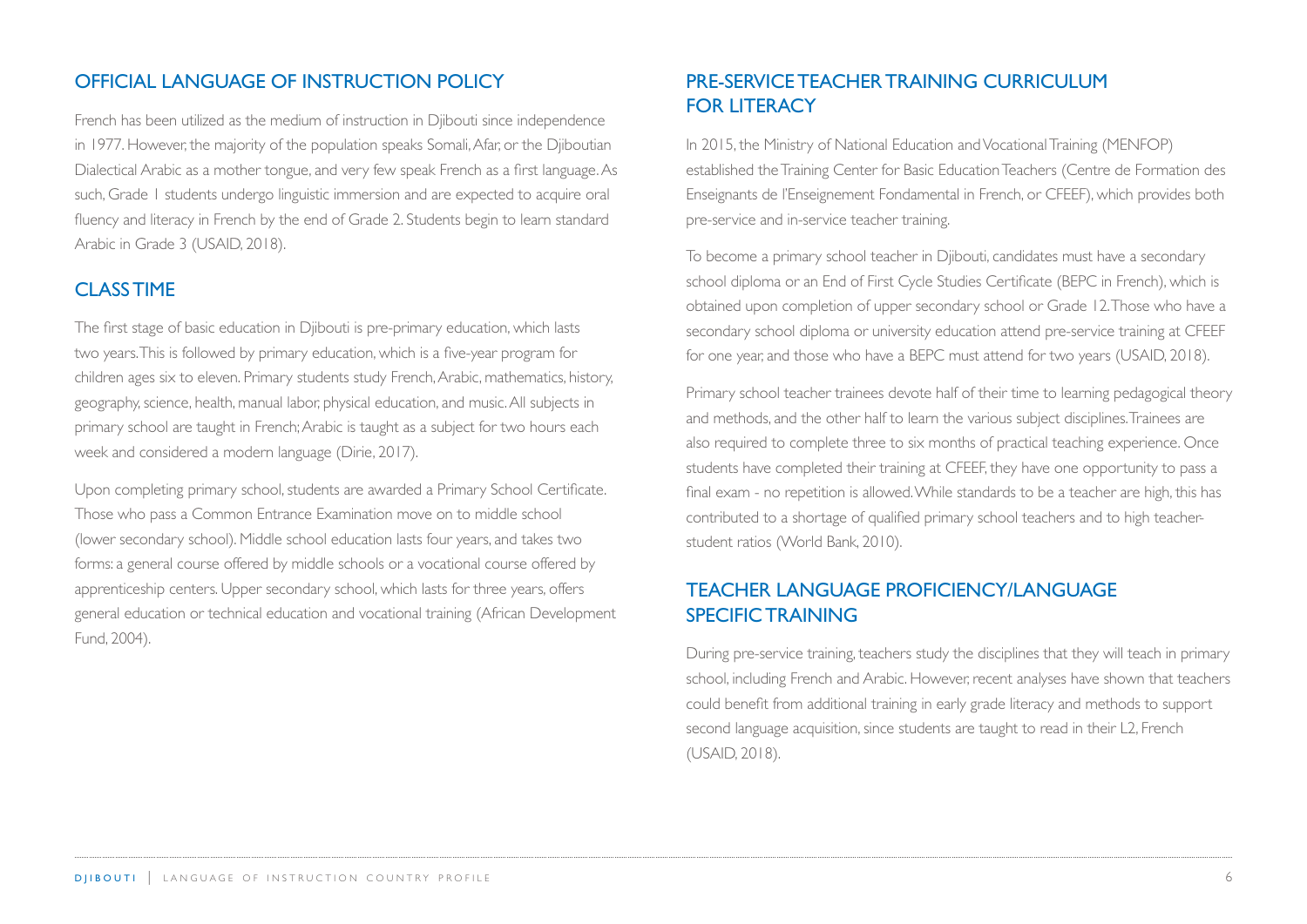## OFFICIAL LANGUAGE OF INSTRUCTION POLICY

French has been utilized as the medium of instruction in Djibouti since independence in 1977. However, the majority of the population speaks Somali, Afar, or the Djiboutian Dialectical Arabic as a mother tongue, and very few speak French as a first language. As such, Grade 1 students undergo linguistic immersion and are expected to acquire oral fluency and literacy in French by the end of Grade 2. Students begin to learn standard Arabic in Grade 3 (USAID, 2018).

## CLASS TIME

The first stage of basic education in Djibouti is pre-primary education, which lasts two years. This is followed by primary education, which is a five-year program for children ages six to eleven. Primary students study French, Arabic, mathematics, history, geography, science, health, manual labor, physical education, and music. All subjects in primary school are taught in French; Arabic is taught as a subject for two hours each week and considered a modern language (Dirie, 2017).

Upon completing primary school, students are awarded a Primary School Certificate. Those who pass a Common Entrance Examination move on to middle school (lower secondary school). Middle school education lasts four years, and takes two forms: a general course offered by middle schools or a vocational course offered by apprenticeship centers. Upper secondary school, which lasts for three years, offers general education or technical education and vocational training (African Development Fund, 2004).

## PRE-SERVICE TEACHER TRAINING CURRICULUM FOR LITERACY

In 2015, the Ministry of National Education and Vocational Training (MENFOP) established the Training Center for Basic Education Teachers (Centre de Formation des Enseignants de l'Enseignement Fondamental in French, or CFEEF), which provides both pre-service and in-service teacher training.

To become a primary school teacher in Djibouti, candidates must have a secondary school diploma or an End of First Cycle Studies Certificate (BEPC in French), which is obtained upon completion of upper secondary school or Grade 12. Those who have a secondary school diploma or university education attend pre-service training at CFEEF for one year, and those who have a BEPC must attend for two years (USAID, 2018).

Primary school teacher trainees devote half of their time to learning pedagogical theory and methods, and the other half to learn the various subject disciplines. Trainees are also required to complete three to six months of practical teaching experience. Once students have completed their training at CFEEF, they have one opportunity to pass a final exam - no repetition is allowed. While standards to be a teacher are high, this has contributed to a shortage of qualified primary school teachers and to high teacher-student ratios (World Bank, 2010).

## TEACHER LANGUAGE PROFICIENCY/LANGUAGE SPECIFIC TRAINING

During pre-service training, teachers study the disciplines that they will teach in primary school, including French and Arabic. However, recent analyses have shown that teachers could benefit from additional training in early grade literacy and methods to support second language acquisition, since students are taught to read in their L2, French (USAID, 2018).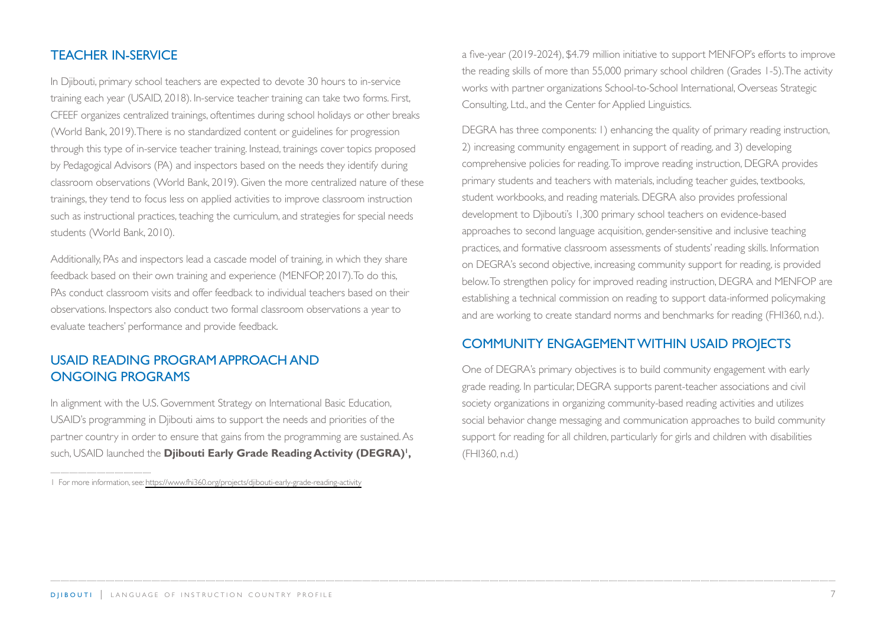## TEACHER IN-SERVICE

In Djibouti, primary school teachers are expected to devote 30 hours to in-service training each year (USAID, 2018). In-service teacher training can take two forms. First, CFEEF organizes centralized trainings, oftentimes during school holidays or other breaks (World Bank, 2019). There is no standardized content or guidelines for progression through this type of in-service teacher training. Instead, trainings cover topics proposed by Pedagogical Advisors (PA) and inspectors based on the needs they identify during classroom observations (World Bank, 2019). Given the more centralized nature of these trainings, they tend to focus less on applied activities to improve classroom instruction such as instructional practices, teaching the curriculum, and strategies for special needs students (World Bank, 2010).

Additionally, PAs and inspectors lead a cascade model of training, in which they share feedback based on their own training and experience (MENFOP, 2017). To do this, PAs conduct classroom visits and offer feedback to individual teachers based on their observations. Inspectors also conduct two formal classroom observations a year to evaluate teachers' performance and provide feedback.

## USAID READING PROGRAM APPROACH AND ONGOING PROGRAMS

In alignment with the U.S. Government Strategy on International Basic Education, USAID's programming in Djibouti aims to support the needs and priorities of the partner country in order to ensure that gains from the programming are sustained. As such, USAID launched the **Djibouti Early Grade Reading Activity (DEGRA)[1],** a five-year (2019-2024), $4.79 million initiative to support MENFOP's efforts to improve the reading skills of more than 55,000 primary school children (Grades 1-5). The activity works with partner organizations School-to-School International, Overseas Strategic Consulting, Ltd., and the Center for Applied Linguistics.

DEGRA has three components: 1) enhancing the quality of primary reading instruction, 2) increasing community engagement in support of reading, and 3) developing comprehensive policies for reading. To improve reading instruction, DEGRA provides primary students and teachers with materials, including teacher guides, textbooks, student workbooks, and reading materials. DEGRA also provides professional development to Djibouti's 1,300 primary school teachers on evidence-based approaches to second language acquisition, gender-sensitive and inclusive teaching practices, and formative classroom assessments of students' reading skills. Information on DEGRA's second objective, increasing community support for reading, is provided below. To strengthen policy for improved reading instruction, DEGRA and MENFOP are establishing a technical commission on reading to support data-informed policymaking and are working to create standard norms and benchmarks for reading (FHI360, n.d.).

## COMMUNITY ENGAGEMENT WITHIN USAID PROJECTS

One of DEGRA's primary objectives is to build community engagement with early grade reading. In particular, DEGRA supports parent-teacher associations and civil society organizations in organizing community-based reading activities and utilizes social behavior change messaging and communication approaches to build community support for reading for all children, particularly for girls and children with disabilities (FHI360, n.d.)

---

[1] For more information, see: https://www.fhi360.org/projects/djibouti-early-grade-reading-activity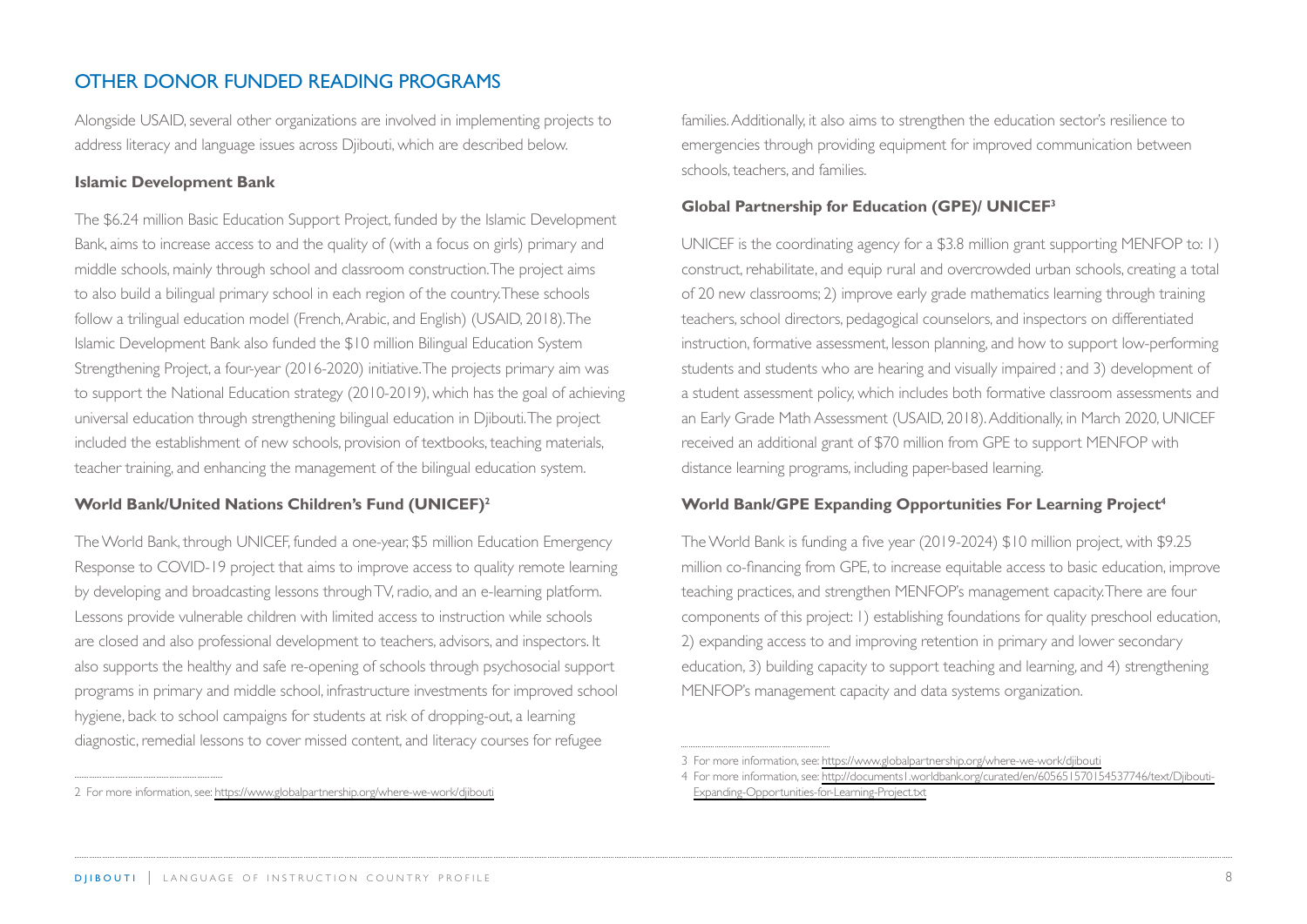## OTHER DONOR FUNDED READING PROGRAMS

Alongside USAID, several other organizations are involved in implementing projects to address literacy and language issues across Djibouti, which are described below.

### Islamic Development Bank

The $6.24 million Basic Education Support Project, funded by the Islamic Development Bank, aims to increase access to and the quality of (with a focus on girls) primary and middle schools, mainly through school and classroom construction. The project aims to also build a bilingual primary school in each region of the country. These schools follow a trilingual education model (French, Arabic, and English) (USAID, 2018). The Islamic Development Bank also funded the $10 million Bilingual Education System Strengthening Project, a four-year (2016-2020) initiative. The projects primary aim was to support the National Education strategy (2010-2019), which has the goal of achieving universal education through strengthening bilingual education in Djibouti. The project included the establishment of new schools, provision of textbooks, teaching materials, teacher training, and enhancing the management of the bilingual education system.

### World Bank/United Nations Children's Fund (UNICEF)[2]

The World Bank, through UNICEF, funded a one-year, $5 million Education Emergency Response to COVID-19 project that aims to improve access to quality remote learning by developing and broadcasting lessons through TV, radio, and an e-learning platform. Lessons provide vulnerable children with limited access to instruction while schools are closed and also professional development to teachers, advisors, and inspectors. It also supports the healthy and safe re-opening of schools through psychosocial support programs in primary and middle school, infrastructure investments for improved school hygiene, back to school campaigns for students at risk of dropping-out, a learning diagnostic, remedial lessons to cover missed content, and literacy courses for refugee families. Additionally, it also aims to strengthen the education sector's resilience to emergencies through providing equipment for improved communication between schools, teachers, and families.

### Global Partnership for Education (GPE)/ UNICEF[3]

UNICEF is the coordinating agency for a $3.8 million grant supporting MENFOP to: 1) construct, rehabilitate, and equip rural and overcrowded urban schools, creating a total of 20 new classrooms; 2) improve early grade mathematics learning through training teachers, school directors, pedagogical counselors, and inspectors on differentiated instruction, formative assessment, lesson planning, and how to support low-performing students and students who are hearing and visually impaired ; and 3) development of a student assessment policy, which includes both formative classroom assessments and an Early Grade Math Assessment (USAID, 2018). Additionally, in March 2020, UNICEF received an additional grant of $70 million from GPE to support MENFOP with distance learning programs, including paper-based learning.

### World Bank/GPE Expanding Opportunities For Learning Project[4]

The World Bank is funding a five year (2019-2024) $10 million project, with $9.25 million co-financing from GPE, to increase equitable access to basic education, improve teaching practices, and strengthen MENFOP's management capacity. There are four components of this project: 1) establishing foundations for quality preschool education, 2) expanding access to and improving retention in primary and lower secondary education, 3) building capacity to support teaching and learning, and 4) strengthening MENFOP's management capacity and data systems organization.

---

2 For more information, see: https://www.globalpartnership.org/where-we-work/djibouti

3 For more information, see: https://www.globalpartnership.org/where-we-work/djibouti

4 For more information, see: http://documents1.worldbank.org/curated/en/605651570154537746/text/Djibouti-Expanding-Opportunities-for-Learning-Project.txt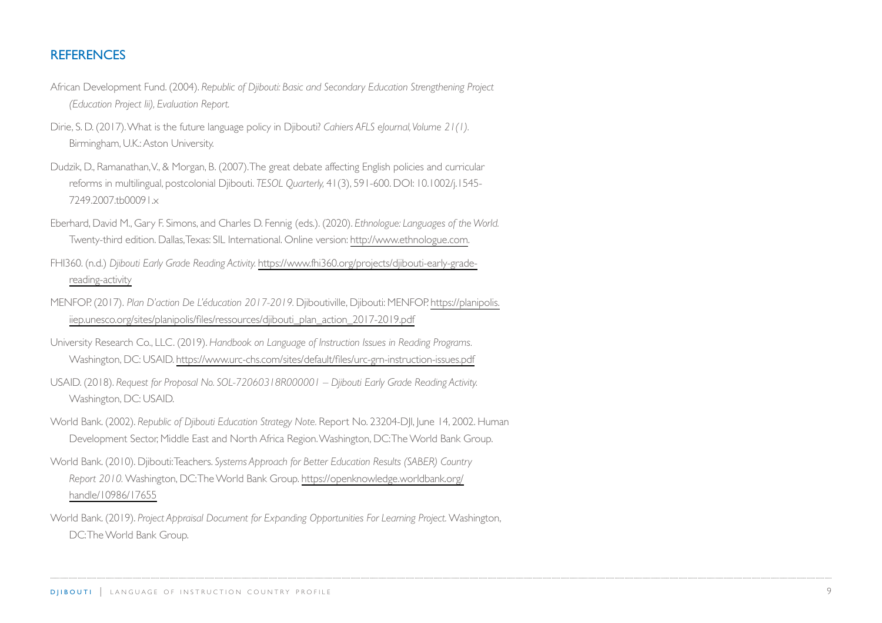## REFERENCES

African Development Fund. (2004). *Republic of Djibouti: Basic and Secondary Education Strengthening Project (Education Project Iii), Evaluation Report.*

Dirie, S. D. (2017). What is the future language policy in Djibouti? *Cahiers AFLS eJournal, Volume 21(1).* Birmingham, U.K.: Aston University.

Dudzik, D., Ramanathan, V., & Morgan, B. (2007). The great debate affecting English policies and curricular reforms in multilingual, postcolonial Djibouti. *TESOL Quarterly,* 41(3), 591-600. DOI: 10.1002/j.1545-7249.2007.tb00091.x

Eberhard, David M., Gary F. Simons, and Charles D. Fennig (eds.). (2020). *Ethnologue: Languages of the World.* Twenty-third edition. Dallas, Texas: SIL International. Online version: http://www.ethnologue.com.

FHI360. (n.d.) *Djibouti Early Grade Reading Activity.* https://www.fhi360.org/projects/djibouti-early-grade-reading-activity

MENFOP. (2017). *Plan D'action De L'éducation 2017-2019.* Djiboutiville, Djibouti: MENFOP. https://planipolis.iiep.unesco.org/sites/planipolis/files/ressources/djibouti_plan_action_2017-2019.pdf

University Research Co., LLC. (2019). *Handbook on Language of Instruction Issues in Reading Programs.* Washington, DC: USAID. https://www.urc-chs.com/sites/default/files/urc-grn-instruction-issues.pdf

USAID. (2018). *Request for Proposal No. SOL-72060318R000001 – Djibouti Early Grade Reading Activity.* Washington, DC: USAID.

World Bank. (2002). *Republic of Djibouti Education Strategy Note.* Report No. 23204-DJI, June 14, 2002. Human Development Sector, Middle East and North Africa Region. Washington, DC: The World Bank Group.

World Bank. (2010). Djibouti: Teachers. *Systems Approach for Better Education Results (SABER) Country Report 2010.* Washington, DC: The World Bank Group. https://openknowledge.worldbank.org/handle/10986/17655

World Bank. (2019). *Project Appraisal Document for Expanding Opportunities For Learning Project.* Washington, DC: The World Bank Group.